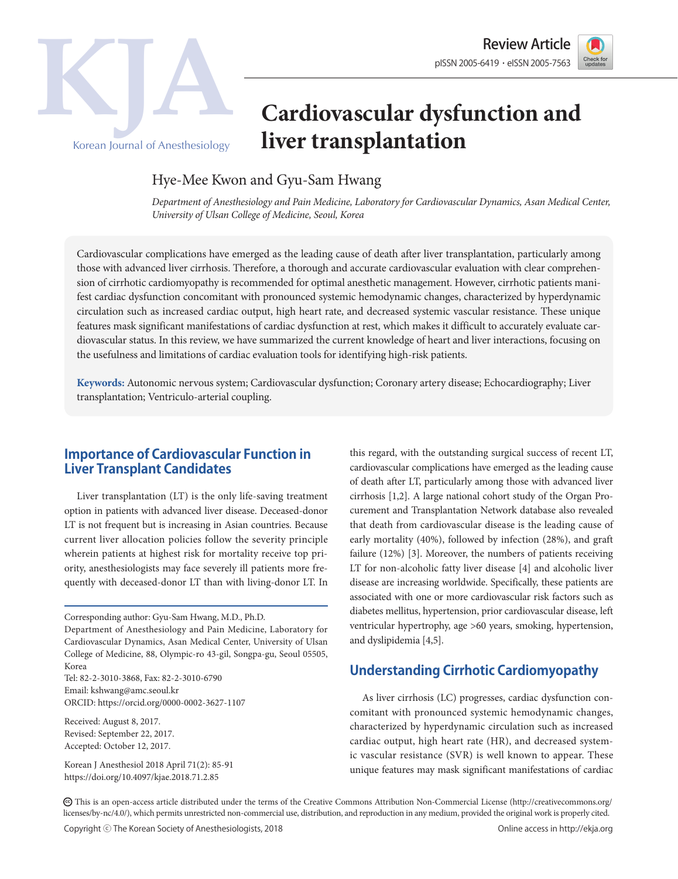Review Article

pISSN 2005-6419 • eISSN 2005-7563

# Cardiovascular dysfunction and liver transplantation

Hye-Mee Kwon and Gyu-Sam Hwang

*Department of Anesthesiology and Pain Medicine, Laboratory for Cardiovascular Dynamics, Asan Medical Center, University of Ulsan College of Medicine, Seoul, Korea*

Cardiovascular complications have emerged as the leading cause of death after liver transplantation, particularly among those with advanced liver cirrhosis. Therefore, a thorough and accurate cardiovascular evaluation with clear comprehension of cirrhotic cardiomyopathy is recommended for optimal anesthetic management. However, cirrhotic patients manifest cardiac dysfunction concomitant with pronounced systemic hemodynamic changes, characterized by hyperdynamic circulation such as increased cardiac output, high heart rate, and decreased systemic vascular resistance. These unique features mask significant manifestations of cardiac dysfunction at rest, which makes it difficult to accurately evaluate cardiovascular status. In this review, we have summarized the current knowledge of heart and liver interactions, focusing on the usefulness and limitations of cardiac evaluation tools for identifying high-risk patients.

**Keywords:** Autonomic nervous system; Cardiovascular dysfunction; Coronary artery disease; Echocardiography; Liver transplantation; Ventriculo-arterial coupling.

## Importance of Cardiovascular Function in Liver Transplant Candidates

Liver transplantation (LT) is the only life-saving treatment option in patients with advanced liver disease. Deceased-donor LT is not frequent but is increasing in Asian countries. Because current liver allocation policies follow the severity principle wherein patients at highest risk for mortality receive top priority, anesthesiologists may face severely ill patients more frequently with deceased-donor LT than with living-donor LT. In this regard, with the outstanding surgical success of recent LT, cardiovascular complications have emerged as the leading cause of death after LT, particularly among those with advanced liver cirrhosis [1,2]. A large national cohort study of the Organ Procurement and Transplantation Network database also revealed that death from cardiovascular disease is the leading cause of early mortality (40%), followed by infection (28%), and graft failure (12%) [3]. Moreover, the numbers of patients receiving LT for non-alcoholic fatty liver disease [4] and alcoholic liver disease are increasing worldwide. Specifically, these patients are associated with one or more cardiovascular risk factors such as diabetes mellitus, hypertension, prior cardiovascular disease, left ventricular hypertrophy, age >60 years, smoking, hypertension, and dyslipidemia [4,5].

## Understanding Cirrhotic Cardiomyopathy

As liver cirrhosis (LC) progresses, cardiac dysfunction concomitant with pronounced systemic hemodynamic changes, characterized by hyperdynamic circulation such as increased cardiac output, high heart rate (HR), and decreased systemic vascular resistance (SVR) is well known to appear. These unique features may mask significant manifestations of cardiac

Corresponding author: Gyu-Sam Hwang, M.D., Ph.D.
Department of Anesthesiology and Pain Medicine, Laboratory for Cardiovascular Dynamics, Asan Medical Center, University of Ulsan College of Medicine, 88, Olympic-ro 43-gil, Songpa-gu, Seoul 05505, Korea
Tel: 82-2-3010-3868, Fax: 82-2-3010-6790
Email: kshwang@amc.seoul.kr
ORCID: https://orcid.org/0000-0002-3627-1107

Received: August 8, 2017.
Revised: September 22, 2017.
Accepted: October 12, 2017.

Korean J Anesthesiol 2018 April 71(2): 85-91
https://doi.org/10.4097/kjae.2018.71.2.85

This is an open-access article distributed under the terms of the Creative Commons Attribution Non-Commercial License (http://creativecommons.org/licenses/by-nc/4.0/), which permits unrestricted non-commercial use, distribution, and reproduction in any medium, provided the original work is properly cited.

Copyright ⓒ The Korean Society of Anesthesiologists, 2018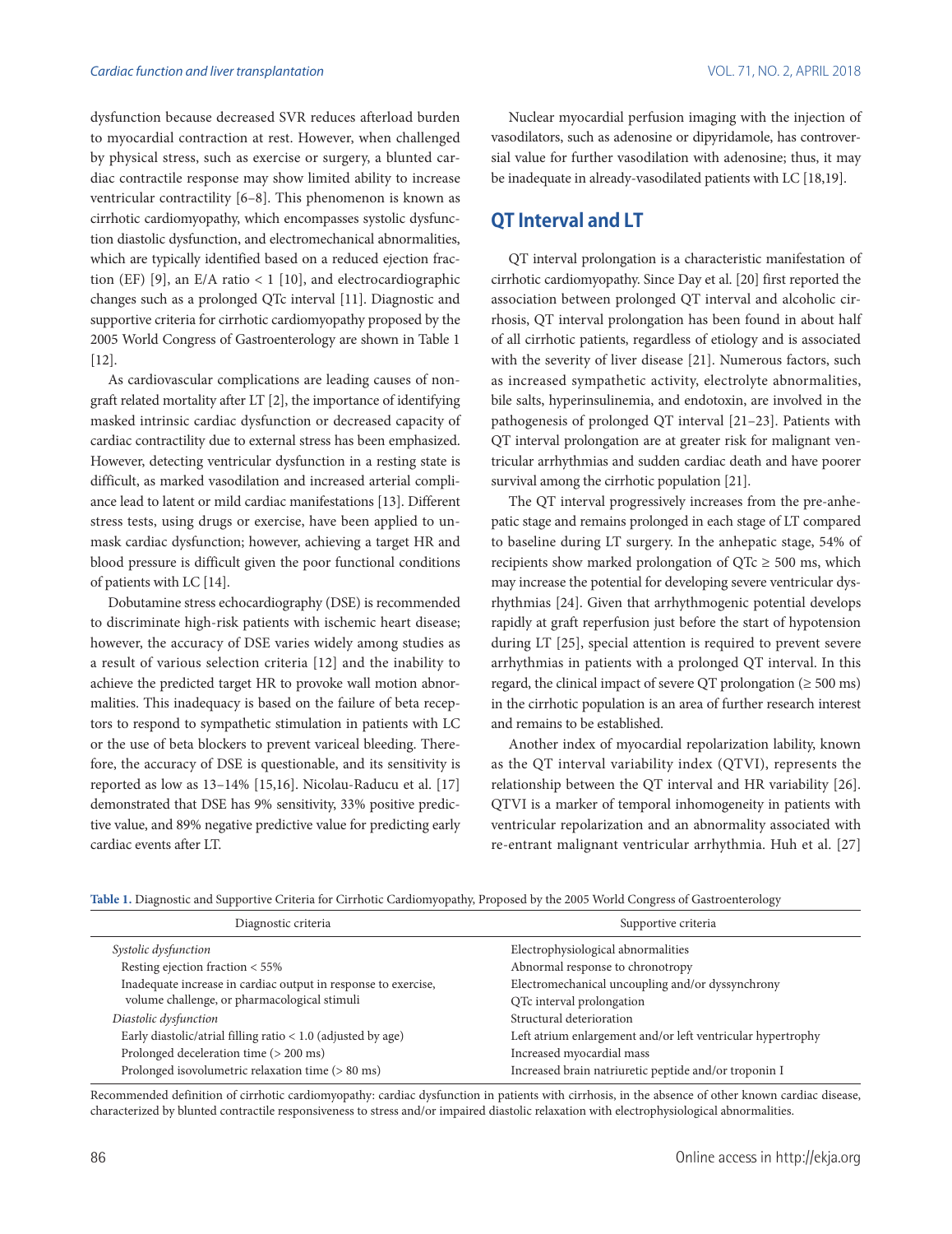dysfunction because decreased SVR reduces afterload burden to myocardial contraction at rest. However, when challenged by physical stress, such as exercise or surgery, a blunted cardiac contractile response may show limited ability to increase ventricular contractility [6–8]. This phenomenon is known as cirrhotic cardiomyopathy, which encompasses systolic dysfunction diastolic dysfunction, and electromechanical abnormalities, which are typically identified based on a reduced ejection fraction (EF) [9], an E/A ratio < 1 [10], and electrocardiographic changes such as a prolonged QTc interval [11]. Diagnostic and supportive criteria for cirrhotic cardiomyopathy proposed by the 2005 World Congress of Gastroenterology are shown in Table 1 [12].

As cardiovascular complications are leading causes of non-graft related mortality after LT [2], the importance of identifying masked intrinsic cardiac dysfunction or decreased capacity of cardiac contractility due to external stress has been emphasized. However, detecting ventricular dysfunction in a resting state is difficult, as marked vasodilation and increased arterial compliance lead to latent or mild cardiac manifestations [13]. Different stress tests, using drugs or exercise, have been applied to unmask cardiac dysfunction; however, achieving a target HR and blood pressure is difficult given the poor functional conditions of patients with LC [14].

Dobutamine stress echocardiography (DSE) is recommended to discriminate high-risk patients with ischemic heart disease; however, the accuracy of DSE varies widely among studies as a result of various selection criteria [12] and the inability to achieve the predicted target HR to provoke wall motion abnormalities. This inadequacy is based on the failure of beta receptors to respond to sympathetic stimulation in patients with LC or the use of beta blockers to prevent variceal bleeding. Therefore, the accuracy of DSE is questionable, and its sensitivity is reported as low as 13–14% [15,16]. Nicolau-Raducu et al. [17] demonstrated that DSE has 9% sensitivity, 33% positive predictive value, and 89% negative predictive value for predicting early cardiac events after LT.

Nuclear myocardial perfusion imaging with the injection of vasodilators, such as adenosine or dipyridamole, has controversial value for further vasodilation with adenosine; thus, it may be inadequate in already-vasodilated patients with LC [18,19].

## QT Interval and LT

QT interval prolongation is a characteristic manifestation of cirrhotic cardiomyopathy. Since Day et al. [20] first reported the association between prolonged QT interval and alcoholic cirrhosis, QT interval prolongation has been found in about half of all cirrhotic patients, regardless of etiology and is associated with the severity of liver disease [21]. Numerous factors, such as increased sympathetic activity, electrolyte abnormalities, bile salts, hyperinsulinemia, and endotoxin, are involved in the pathogenesis of prolonged QT interval [21–23]. Patients with QT interval prolongation are at greater risk for malignant ventricular arrhythmias and sudden cardiac death and have poorer survival among the cirrhotic population [21].

The QT interval progressively increases from the pre-anhepatic stage and remains prolonged in each stage of LT compared to baseline during LT surgery. In the anhepatic stage, 54% of recipients show marked prolongation of QTc ≥ 500 ms, which may increase the potential for developing severe ventricular dysrhythmias [24]. Given that arrhythmogenic potential develops rapidly at graft reperfusion just before the start of hypotension during LT [25], special attention is required to prevent severe arrhythmias in patients with a prolonged QT interval. In this regard, the clinical impact of severe QT prolongation (≥ 500 ms) in the cirrhotic population is an area of further research interest and remains to be established.

Another index of myocardial repolarization lability, known as the QT interval variability index (QTVI), represents the relationship between the QT interval and HR variability [26]. QTVI is a marker of temporal inhomogeneity in patients with ventricular repolarization and an abnormality associated with re-entrant malignant ventricular arrhythmia. Huh et al. [27]

**Table 1.** Diagnostic and Supportive Criteria for Cirrhotic Cardiomyopathy, Proposed by the 2005 World Congress of Gastroenterology

| Diagnostic criteria | Supportive criteria |
| --- | --- |
| *Systolic dysfunction* | Electrophysiological abnormalities |
| Resting ejection fraction < 55% | Abnormal response to chronotropy |
| Inadequate increase in cardiac output in response to exercise, volume challenge, or pharmacological stimuli | Electromechanical uncoupling and/or dyssynchrony |
| | QTc interval prolongation |
| *Diastolic dysfunction* | Structural deterioration |
| Early diastolic/atrial filling ratio < 1.0 (adjusted by age) | Left atrium enlargement and/or left ventricular hypertrophy |
| Prolonged deceleration time (> 200 ms) | Increased myocardial mass |
| Prolonged isovolumetric relaxation time (> 80 ms) | Increased brain natriuretic peptide and/or troponin I |

Recommended definition of cirrhotic cardiomyopathy: cardiac dysfunction in patients with cirrhosis, in the absence of other known cardiac disease, characterized by blunted contractile responsiveness to stress and/or impaired diastolic relaxation with electrophysiological abnormalities.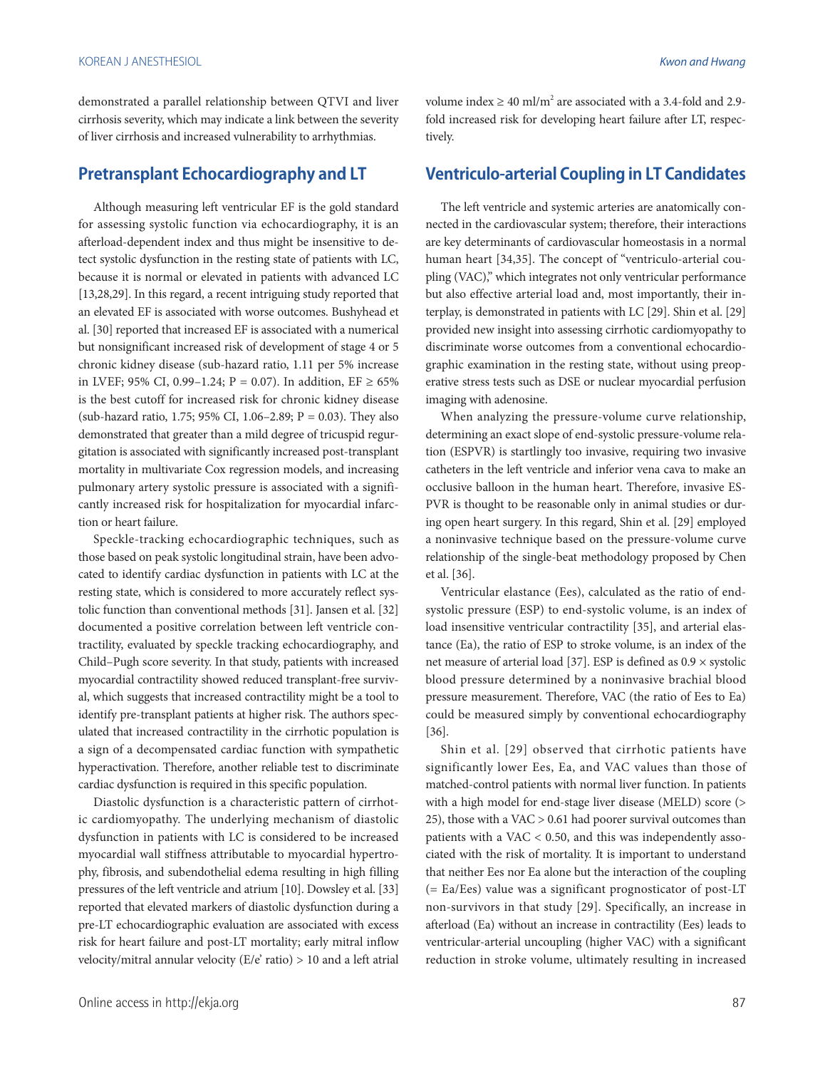demonstrated a parallel relationship between QTVI and liver cirrhosis severity, which may indicate a link between the severity of liver cirrhosis and increased vulnerability to arrhythmias.

## Pretransplant Echocardiography and LT

Although measuring left ventricular EF is the gold standard for assessing systolic function via echocardiography, it is an afterload-dependent index and thus might be insensitive to detect systolic dysfunction in the resting state of patients with LC, because it is normal or elevated in patients with advanced LC [13,28,29]. In this regard, a recent intriguing study reported that an elevated EF is associated with worse outcomes. Bushyhead et al. [30] reported that increased EF is associated with a numerical but nonsignificant increased risk of development of stage 4 or 5 chronic kidney disease (sub-hazard ratio, 1.11 per 5% increase in LVEF; 95% CI, 0.99–1.24; P = 0.07). In addition, EF ≥ 65% is the best cutoff for increased risk for chronic kidney disease (sub-hazard ratio, 1.75; 95% CI, 1.06–2.89; P = 0.03). They also demonstrated that greater than a mild degree of tricuspid regurgitation is associated with significantly increased post-transplant mortality in multivariate Cox regression models, and increasing pulmonary artery systolic pressure is associated with a significantly increased risk for hospitalization for myocardial infarction or heart failure.

Speckle-tracking echocardiographic techniques, such as those based on peak systolic longitudinal strain, have been advocated to identify cardiac dysfunction in patients with LC at the resting state, which is considered to more accurately reflect systolic function than conventional methods [31]. Jansen et al. [32] documented a positive correlation between left ventricle contractility, evaluated by speckle tracking echocardiography, and Child–Pugh score severity. In that study, patients with increased myocardial contractility showed reduced transplant-free survival, which suggests that increased contractility might be a tool to identify pre-transplant patients at higher risk. The authors speculated that increased contractility in the cirrhotic population is a sign of a decompensated cardiac function with sympathetic hyperactivation. Therefore, another reliable test to discriminate cardiac dysfunction is required in this specific population.

Diastolic dysfunction is a characteristic pattern of cirrhotic cardiomyopathy. The underlying mechanism of diastolic dysfunction in patients with LC is considered to be increased myocardial wall stiffness attributable to myocardial hypertrophy, fibrosis, and subendothelial edema resulting in high filling pressures of the left ventricle and atrium [10]. Dowsley et al. [33] reported that elevated markers of diastolic dysfunction during a pre-LT echocardiographic evaluation are associated with excess risk for heart failure and post-LT mortality; early mitral inflow velocity/mitral annular velocity (E/e' ratio) > 10 and a left atrial volume index ≥ 40 ml/m$^2$ are associated with a 3.4-fold and 2.9-fold increased risk for developing heart failure after LT, respectively.

## Ventriculo-arterial Coupling in LT Candidates

The left ventricle and systemic arteries are anatomically connected in the cardiovascular system; therefore, their interactions are key determinants of cardiovascular homeostasis in a normal human heart [34,35]. The concept of "ventriculo-arterial coupling (VAC)," which integrates not only ventricular performance but also effective arterial load and, most importantly, their interplay, is demonstrated in patients with LC [29]. Shin et al. [29] provided new insight into assessing cirrhotic cardiomyopathy to discriminate worse outcomes from a conventional echocardiographic examination in the resting state, without using preoperative stress tests such as DSE or nuclear myocardial perfusion imaging with adenosine.

When analyzing the pressure-volume curve relationship, determining an exact slope of end-systolic pressure-volume relation (ESPVR) is startlingly too invasive, requiring two invasive catheters in the left ventricle and inferior vena cava to make an occlusive balloon in the human heart. Therefore, invasive ESPVR is thought to be reasonable only in animal studies or during open heart surgery. In this regard, Shin et al. [29] employed a noninvasive technique based on the pressure-volume curve relationship of the single-beat methodology proposed by Chen et al. [36].

Ventricular elastance (Ees), calculated as the ratio of end-systolic pressure (ESP) to end-systolic volume, is an index of load insensitive ventricular contractility [35], and arterial elastance (Ea), the ratio of ESP to stroke volume, is an index of the net measure of arterial load [37]. ESP is defined as 0.9 × systolic blood pressure determined by a noninvasive brachial blood pressure measurement. Therefore, VAC (the ratio of Ees to Ea) could be measured simply by conventional echocardiography [36].

Shin et al. [29] observed that cirrhotic patients have significantly lower Ees, Ea, and VAC values than those of matched-control patients with normal liver function. In patients with a high model for end-stage liver disease (MELD) score (> 25), those with a VAC > 0.61 had poorer survival outcomes than patients with a VAC < 0.50, and this was independently associated with the risk of mortality. It is important to understand that neither Ees nor Ea alone but the interaction of the coupling (= Ea/Ees) value was a significant prognosticator of post-LT non-survivors in that study [29]. Specifically, an increase in afterload (Ea) without an increase in contractility (Ees) leads to ventricular-arterial uncoupling (higher VAC) with a significant reduction in stroke volume, ultimately resulting in increased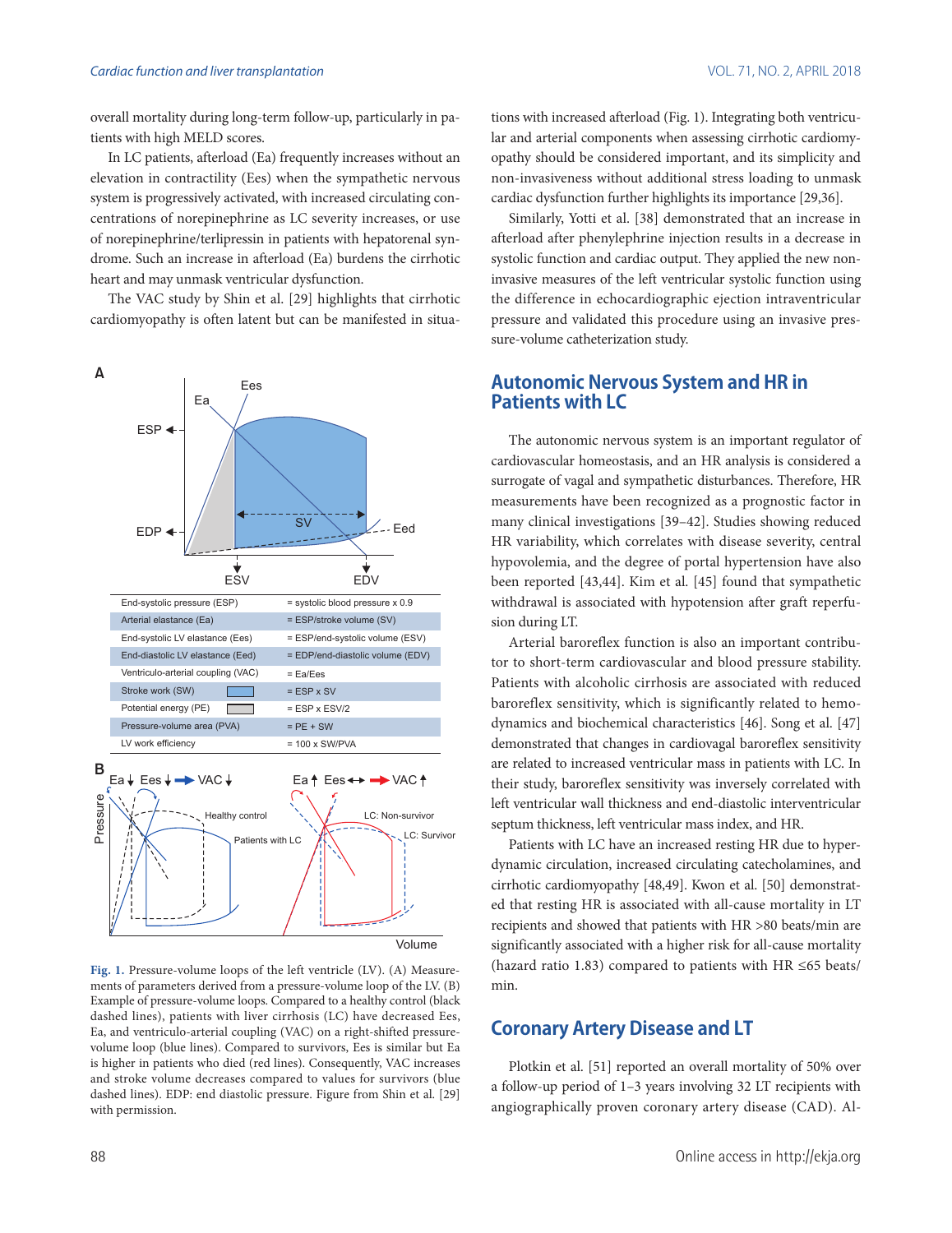overall mortality during long-term follow-up, particularly in patients with high MELD scores.

In LC patients, afterload (Ea) frequently increases without an elevation in contractility (Ees) when the sympathetic nervous system is progressively activated, with increased circulating concentrations of norepinephrine as LC severity increases, or use of norepinephrine/terlipressin in patients with hepatorenal syndrome. Such an increase in afterload (Ea) burdens the cirrhotic heart and may unmask ventricular dysfunction.

The VAC study by Shin et al. [29] highlights that cirrhotic cardiomyopathy is often latent but can be manifested in situations with increased afterload (Fig. 1). Integrating both ventricular and arterial components when assessing cirrhotic cardiomyopathy should be considered important, and its simplicity and non-invasiveness without additional stress loading to unmask cardiac dysfunction further highlights its importance [29,36].

| | |
|---|---|
| End-systolic pressure (ESP) | = systolic blood pressure x 0.9 |
| Arterial elastance (Ea) | = ESP/stroke volume (SV) |
| End-systolic LV elastance (Ees) | = ESP/end-systolic volume (ESV) |
| End-diastolic LV elastance (Eed) | = EDP/end-diastolic volume (EDV) |
| Ventriculo-arterial coupling (VAC) | = Ea/Ees |
| Stroke work (SW) | = ESP x SV |
| Potential energy (PE) | = ESP x ESV/2 |
| Pressure-volume area (PVA) | = PE + SW |
| LV work efficiency | = 100 x SW/PVA |

**Fig. 1.** Pressure-volume loops of the left ventricle (LV). (A) Measurements of parameters derived from a pressure-volume loop of the LV. (B) Example of pressure-volume loops. Compared to a healthy control (black dashed lines), patients with liver cirrhosis (LC) have decreased Ees, Ea, and ventriculo-arterial coupling (VAC) on a right-shifted pressure-volume loop (blue lines). Compared to survivors, Ees is similar but Ea is higher in patients who died (red lines). Consequently, VAC increases and stroke volume decreases compared to values for survivors (blue dashed lines). EDP: end diastolic pressure. Figure from Shin et al. [29] with permission.

Similarly, Yotti et al. [38] demonstrated that an increase in afterload after phenylephrine injection results in a decrease in systolic function and cardiac output. They applied the new non-invasive measures of the left ventricular systolic function using the difference in echocardiographic ejection intraventricular pressure and validated this procedure using an invasive pressure-volume catheterization study.

## Autonomic Nervous System and HR in Patients with LC

The autonomic nervous system is an important regulator of cardiovascular homeostasis, and an HR analysis is considered a surrogate of vagal and sympathetic disturbances. Therefore, HR measurements have been recognized as a prognostic factor in many clinical investigations [39–42]. Studies showing reduced HR variability, which correlates with disease severity, central hypovolemia, and the degree of portal hypertension have also been reported [43,44]. Kim et al. [45] found that sympathetic withdrawal is associated with hypotension after graft reperfusion during LT.

Arterial baroreflex function is also an important contributor to short-term cardiovascular and blood pressure stability. Patients with alcoholic cirrhosis are associated with reduced baroreflex sensitivity, which is significantly related to hemodynamics and biochemical characteristics [46]. Song et al. [47] demonstrated that changes in cardiovagal baroreflex sensitivity are related to increased ventricular mass in patients with LC. In their study, baroreflex sensitivity was inversely correlated with left ventricular wall thickness and end-diastolic interventricular septum thickness, left ventricular mass index, and HR.

Patients with LC have an increased resting HR due to hyperdynamic circulation, increased circulating catecholamines, and cirrhotic cardiomyopathy [48,49]. Kwon et al. [50] demonstrated that resting HR is associated with all-cause mortality in LT recipients and showed that patients with HR >80 beats/min are significantly associated with a higher risk for all-cause mortality (hazard ratio 1.83) compared to patients with HR ≤65 beats/min.

## Coronary Artery Disease and LT

Plotkin et al. [51] reported an overall mortality of 50% over a follow-up period of 1–3 years involving 32 LT recipients with angiographically proven coronary artery disease (CAD). Al-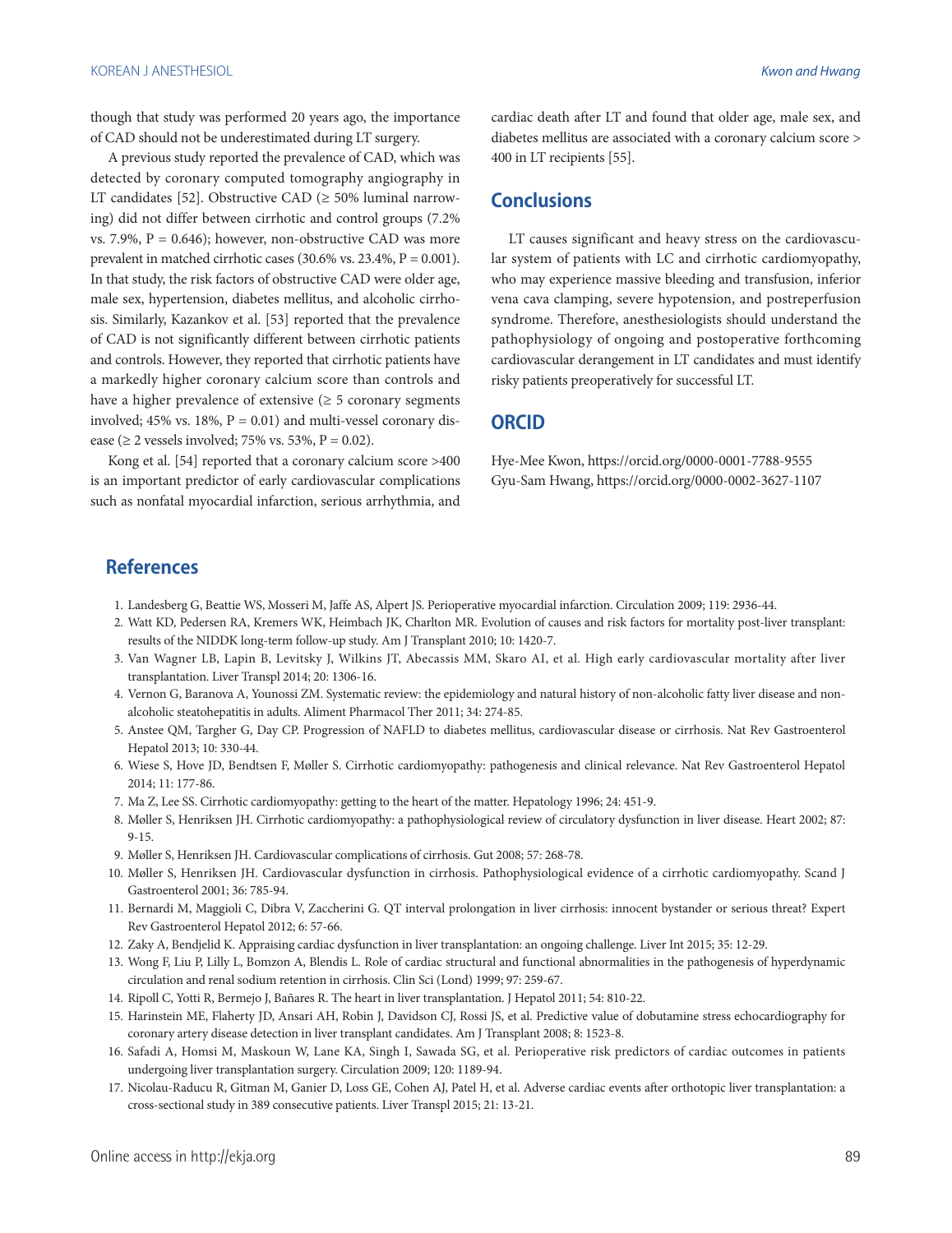though that study was performed 20 years ago, the importance of CAD should not be underestimated during LT surgery.

A previous study reported the prevalence of CAD, which was detected by coronary computed tomography angiography in LT candidates [52]. Obstructive CAD (≥ 50% luminal narrowing) did not differ between cirrhotic and control groups (7.2% vs. 7.9%, P = 0.646); however, non-obstructive CAD was more prevalent in matched cirrhotic cases (30.6% vs. 23.4%, P = 0.001). In that study, the risk factors of obstructive CAD were older age, male sex, hypertension, diabetes mellitus, and alcoholic cirrhosis. Similarly, Kazankov et al. [53] reported that the prevalence of CAD is not significantly different between cirrhotic patients and controls. However, they reported that cirrhotic patients have a markedly higher coronary calcium score than controls and have a higher prevalence of extensive (≥ 5 coronary segments involved; 45% vs. 18%, P = 0.01) and multi-vessel coronary disease (≥ 2 vessels involved; 75% vs. 53%, P = 0.02).

Kong et al. [54] reported that a coronary calcium score >400 is an important predictor of early cardiovascular complications such as nonfatal myocardial infarction, serious arrhythmia, and cardiac death after LT and found that older age, male sex, and diabetes mellitus are associated with a coronary calcium score > 400 in LT recipients [55].

## Conclusions

LT causes significant and heavy stress on the cardiovascular system of patients with LC and cirrhotic cardiomyopathy, who may experience massive bleeding and transfusion, inferior vena cava clamping, severe hypotension, and postreperfusion syndrome. Therefore, anesthesiologists should understand the pathophysiology of ongoing and postoperative forthcoming cardiovascular derangement in LT candidates and must identify risky patients preoperatively for successful LT.

## ORCID

Hye-Mee Kwon, https://orcid.org/0000-0001-7788-9555
Gyu-Sam Hwang, https://orcid.org/0000-0002-3627-1107

## References

1. Landesberg G, Beattie WS, Mosseri M, Jaffe AS, Alpert JS. Perioperative myocardial infarction. Circulation 2009; 119: 2936-44.
2. Watt KD, Pedersen RA, Kremers WK, Heimbach JK, Charlton MR. Evolution of causes and risk factors for mortality post-liver transplant: results of the NIDDK long-term follow-up study. Am J Transplant 2010; 10: 1420-7.
3. Van Wagner LB, Lapin B, Levitsky J, Wilkins JT, Abecassis MM, Skaro AI, et al. High early cardiovascular mortality after liver transplantation. Liver Transpl 2014; 20: 1306-16.
4. Vernon G, Baranova A, Younossi ZM. Systematic review: the epidemiology and natural history of non-alcoholic fatty liver disease and non-alcoholic steatohepatitis in adults. Aliment Pharmacol Ther 2011; 34: 274-85.
5. Anstee QM, Targher G, Day CP. Progression of NAFLD to diabetes mellitus, cardiovascular disease or cirrhosis. Nat Rev Gastroenterol Hepatol 2013; 10: 330-44.
6. Wiese S, Hove JD, Bendtsen F, Møller S. Cirrhotic cardiomyopathy: pathogenesis and clinical relevance. Nat Rev Gastroenterol Hepatol 2014; 11: 177-86.
7. Ma Z, Lee SS. Cirrhotic cardiomyopathy: getting to the heart of the matter. Hepatology 1996; 24: 451-9.
8. Møller S, Henriksen JH. Cirrhotic cardiomyopathy: a pathophysiological review of circulatory dysfunction in liver disease. Heart 2002; 87: 9-15.
9. Møller S, Henriksen JH. Cardiovascular complications of cirrhosis. Gut 2008; 57: 268-78.
10. Møller S, Henriksen JH. Cardiovascular dysfunction in cirrhosis. Pathophysiological evidence of a cirrhotic cardiomyopathy. Scand J Gastroenterol 2001; 36: 785-94.
11. Bernardi M, Maggioli C, Dibra V, Zaccherini G. QT interval prolongation in liver cirrhosis: innocent bystander or serious threat? Expert Rev Gastroenterol Hepatol 2012; 6: 57-66.
12. Zaky A, Bendjelid K. Appraising cardiac dysfunction in liver transplantation: an ongoing challenge. Liver Int 2015; 35: 12-29.
13. Wong F, Liu P, Lilly L, Bomzon A, Blendis L. Role of cardiac structural and functional abnormalities in the pathogenesis of hyperdynamic circulation and renal sodium retention in cirrhosis. Clin Sci (Lond) 1999; 97: 259-67.
14. Ripoll C, Yotti R, Bermejo J, Bañares R. The heart in liver transplantation. J Hepatol 2011; 54: 810-22.
15. Harinstein ME, Flaherty JD, Ansari AH, Robin J, Davidson CJ, Rossi JS, et al. Predictive value of dobutamine stress echocardiography for coronary artery disease detection in liver transplant candidates. Am J Transplant 2008; 8: 1523-8.
16. Safadi A, Homsi M, Maskoun W, Lane KA, Singh I, Sawada SG, et al. Perioperative risk predictors of cardiac outcomes in patients undergoing liver transplantation surgery. Circulation 2009; 120: 1189-94.
17. Nicolau-Raducu R, Gitman M, Ganier D, Loss GE, Cohen AJ, Patel H, et al. Adverse cardiac events after orthotopic liver transplantation: a cross-sectional study in 389 consecutive patients. Liver Transpl 2015; 21: 13-21.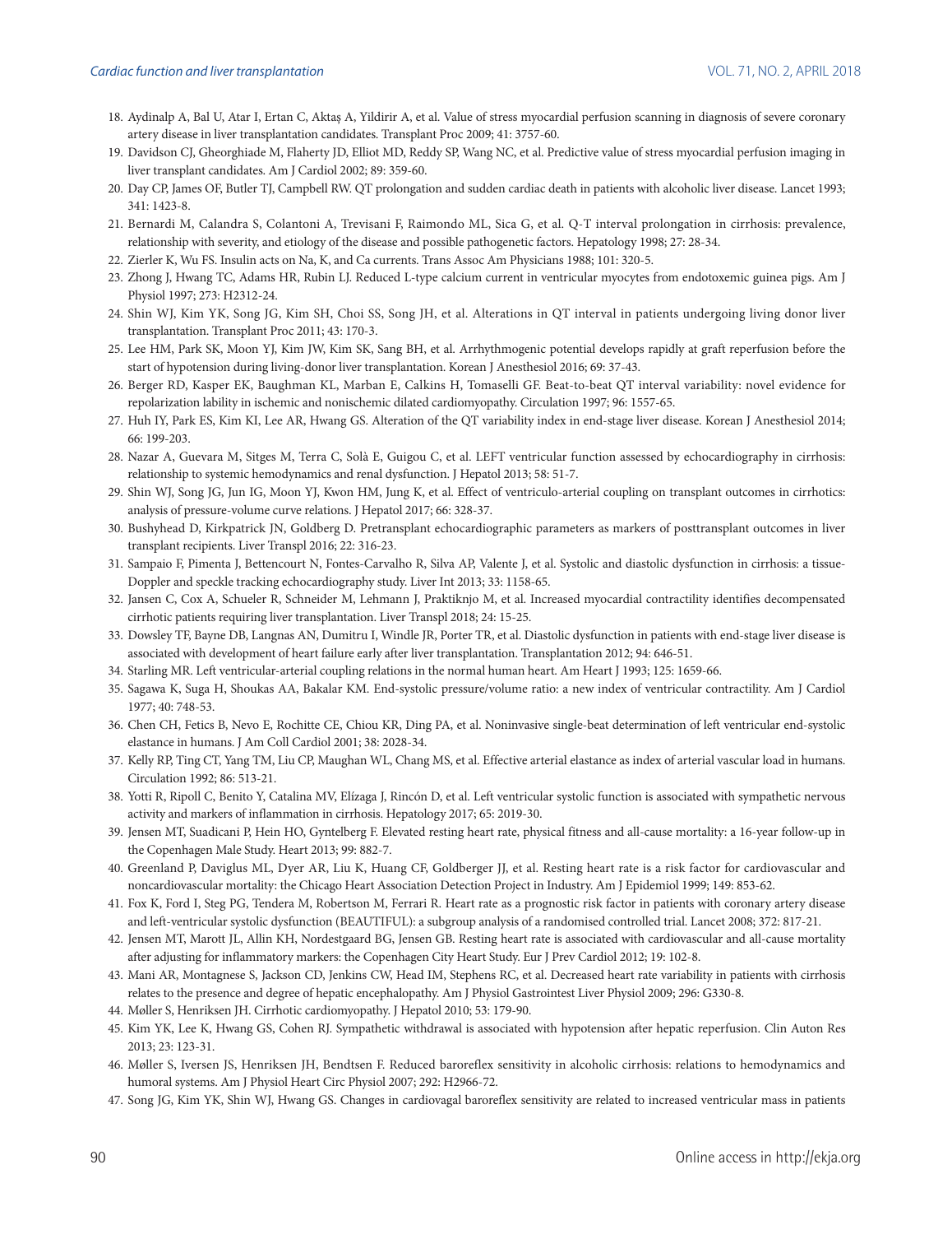18. Aydinalp A, Bal U, Atar I, Ertan C, Aktaş A, Yildirir A, et al. Value of stress myocardial perfusion scanning in diagnosis of severe coronary artery disease in liver transplantation candidates. Transplant Proc 2009; 41: 3757-60.
19. Davidson CJ, Gheorghiade M, Flaherty JD, Elliot MD, Reddy SP, Wang NC, et al. Predictive value of stress myocardial perfusion imaging in liver transplant candidates. Am J Cardiol 2002; 89: 359-60.
20. Day CP, James OF, Butler TJ, Campbell RW. QT prolongation and sudden cardiac death in patients with alcoholic liver disease. Lancet 1993; 341: 1423-8.
21. Bernardi M, Calandra S, Colantoni A, Trevisani F, Raimondo ML, Sica G, et al. Q-T interval prolongation in cirrhosis: prevalence, relationship with severity, and etiology of the disease and possible pathogenetic factors. Hepatology 1998; 27: 28-34.
22. Zierler K, Wu FS. Insulin acts on Na, K, and Ca currents. Trans Assoc Am Physicians 1988; 101: 320-5.
23. Zhong J, Hwang TC, Adams HR, Rubin LJ. Reduced L-type calcium current in ventricular myocytes from endotoxemic guinea pigs. Am J Physiol 1997; 273: H2312-24.
24. Shin WJ, Kim YK, Song JG, Kim SH, Choi SS, Song JH, et al. Alterations in QT interval in patients undergoing living donor liver transplantation. Transplant Proc 2011; 43: 170-3.
25. Lee HM, Park SK, Moon YJ, Kim JW, Kim SK, Sang BH, et al. Arrhythmogenic potential develops rapidly at graft reperfusion before the start of hypotension during living-donor liver transplantation. Korean J Anesthesiol 2016; 69: 37-43.
26. Berger RD, Kasper EK, Baughman KL, Marban E, Calkins H, Tomaselli GF. Beat-to-beat QT interval variability: novel evidence for repolarization lability in ischemic and nonischemic dilated cardiomyopathy. Circulation 1997; 96: 1557-65.
27. Huh IY, Park ES, Kim KI, Lee AR, Hwang GS. Alteration of the QT variability index in end-stage liver disease. Korean J Anesthesiol 2014; 66: 199-203.
28. Nazar A, Guevara M, Sitges M, Terra C, Solà E, Guigou C, et al. LEFT ventricular function assessed by echocardiography in cirrhosis: relationship to systemic hemodynamics and renal dysfunction. J Hepatol 2013; 58: 51-7.
29. Shin WJ, Song JG, Jun IG, Moon YJ, Kwon HM, Jung K, et al. Effect of ventriculo-arterial coupling on transplant outcomes in cirrhotics: analysis of pressure-volume curve relations. J Hepatol 2017; 66: 328-37.
30. Bushyhead D, Kirkpatrick JN, Goldberg D. Pretransplant echocardiographic parameters as markers of posttransplant outcomes in liver transplant recipients. Liver Transpl 2016; 22: 316-23.
31. Sampaio F, Pimenta J, Bettencourt N, Fontes-Carvalho R, Silva AP, Valente J, et al. Systolic and diastolic dysfunction in cirrhosis: a tissue-Doppler and speckle tracking echocardiography study. Liver Int 2013; 33: 1158-65.
32. Jansen C, Cox A, Schueler R, Schneider M, Lehmann J, Praktiknjo M, et al. Increased myocardial contractility identifies decompensated cirrhotic patients requiring liver transplantation. Liver Transpl 2018; 24: 15-25.
33. Dowsley TF, Bayne DB, Langnas AN, Dumitru I, Windle JR, Porter TR, et al. Diastolic dysfunction in patients with end-stage liver disease is associated with development of heart failure early after liver transplantation. Transplantation 2012; 94: 646-51.
34. Starling MR. Left ventricular-arterial coupling relations in the normal human heart. Am Heart J 1993; 125: 1659-66.
35. Sagawa K, Suga H, Shoukas AA, Bakalar KM. End-systolic pressure/volume ratio: a new index of ventricular contractility. Am J Cardiol 1977; 40: 748-53.
36. Chen CH, Fetics B, Nevo E, Rochitte CE, Chiou KR, Ding PA, et al. Noninvasive single-beat determination of left ventricular end-systolic elastance in humans. J Am Coll Cardiol 2001; 38: 2028-34.
37. Kelly RP, Ting CT, Yang TM, Liu CP, Maughan WL, Chang MS, et al. Effective arterial elastance as index of arterial vascular load in humans. Circulation 1992; 86: 513-21.
38. Yotti R, Ripoll C, Benito Y, Catalina MV, Elízaga J, Rincón D, et al. Left ventricular systolic function is associated with sympathetic nervous activity and markers of inflammation in cirrhosis. Hepatology 2017; 65: 2019-30.
39. Jensen MT, Suadicani P, Hein HO, Gyntelberg F. Elevated resting heart rate, physical fitness and all-cause mortality: a 16-year follow-up in the Copenhagen Male Study. Heart 2013; 99: 882-7.
40. Greenland P, Daviglus ML, Dyer AR, Liu K, Huang CF, Goldberger JJ, et al. Resting heart rate is a risk factor for cardiovascular and noncardiovascular mortality: the Chicago Heart Association Detection Project in Industry. Am J Epidemiol 1999; 149: 853-62.
41. Fox K, Ford I, Steg PG, Tendera M, Robertson M, Ferrari R. Heart rate as a prognostic risk factor in patients with coronary artery disease and left-ventricular systolic dysfunction (BEAUTIFUL): a subgroup analysis of a randomised controlled trial. Lancet 2008; 372: 817-21.
42. Jensen MT, Marott JL, Allin KH, Nordestgaard BG, Jensen GB. Resting heart rate is associated with cardiovascular and all-cause mortality after adjusting for inflammatory markers: the Copenhagen City Heart Study. Eur J Prev Cardiol 2012; 19: 102-8.
43. Mani AR, Montagnese S, Jackson CD, Jenkins CW, Head IM, Stephens RC, et al. Decreased heart rate variability in patients with cirrhosis relates to the presence and degree of hepatic encephalopathy. Am J Physiol Gastrointest Liver Physiol 2009; 296: G330-8.
44. Møller S, Henriksen JH. Cirrhotic cardiomyopathy. J Hepatol 2010; 53: 179-90.
45. Kim YK, Lee K, Hwang GS, Cohen RJ. Sympathetic withdrawal is associated with hypotension after hepatic reperfusion. Clin Auton Res 2013; 23: 123-31.
46. Møller S, Iversen JS, Henriksen JH, Bendtsen F. Reduced baroreflex sensitivity in alcoholic cirrhosis: relations to hemodynamics and humoral systems. Am J Physiol Heart Circ Physiol 2007; 292: H2966-72.
47. Song JG, Kim YK, Shin WJ, Hwang GS. Changes in cardiovagal baroreflex sensitivity are related to increased ventricular mass in patients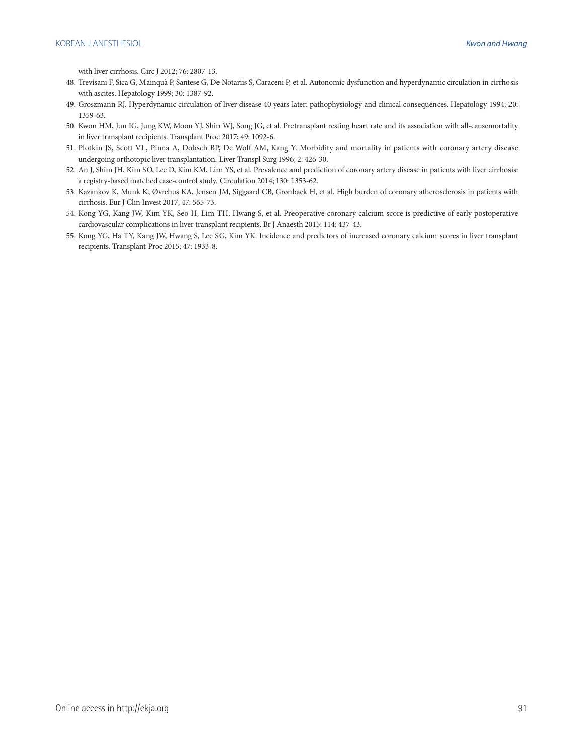with liver cirrhosis. Circ J 2012; 76: 2807-13.

48. Trevisani F, Sica G, Mainquà P, Santese G, De Notariis S, Caraceni P, et al. Autonomic dysfunction and hyperdynamic circulation in cirrhosis with ascites. Hepatology 1999; 30: 1387-92.
49. Groszmann RJ. Hyperdynamic circulation of liver disease 40 years later: pathophysiology and clinical consequences. Hepatology 1994; 20: 1359-63.
50. Kwon HM, Jun IG, Jung KW, Moon YJ, Shin WJ, Song JG, et al. Pretransplant resting heart rate and its association with all-causemortality in liver transplant recipients. Transplant Proc 2017; 49: 1092-6.
51. Plotkin JS, Scott VL, Pinna A, Dobsch BP, De Wolf AM, Kang Y. Morbidity and mortality in patients with coronary artery disease undergoing orthotopic liver transplantation. Liver Transpl Surg 1996; 2: 426-30.
52. An J, Shim JH, Kim SO, Lee D, Kim KM, Lim YS, et al. Prevalence and prediction of coronary artery disease in patients with liver cirrhosis: a registry-based matched case-control study. Circulation 2014; 130: 1353-62.
53. Kazankov K, Munk K, Øvrehus KA, Jensen JM, Siggaard CB, Grønbaek H, et al. High burden of coronary atherosclerosis in patients with cirrhosis. Eur J Clin Invest 2017; 47: 565-73.
54. Kong YG, Kang JW, Kim YK, Seo H, Lim TH, Hwang S, et al. Preoperative coronary calcium score is predictive of early postoperative cardiovascular complications in liver transplant recipients. Br J Anaesth 2015; 114: 437-43.
55. Kong YG, Ha TY, Kang JW, Hwang S, Lee SG, Kim YK. Incidence and predictors of increased coronary calcium scores in liver transplant recipients. Transplant Proc 2015; 47: 1933-8.